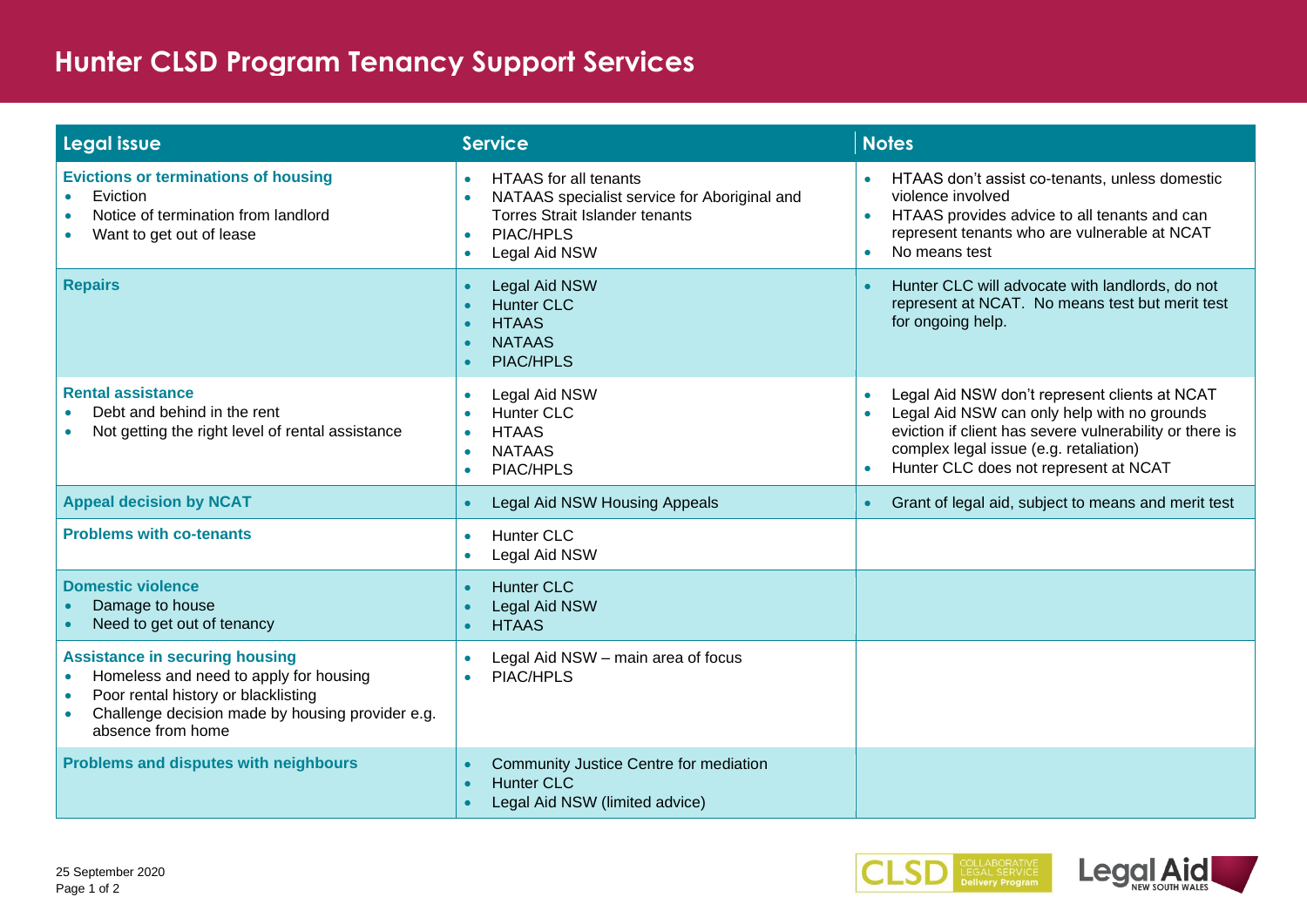# Hunter CLSD Program Tenancy Support Services

| Legal issue | Service | Notes |
| --- | --- | --- |
| **Evictions or terminations of housing**<br>• Eviction<br>• Notice of termination from landlord<br>• Want to get out of lease | • HTAAS for all tenants<br>• NATAAS specialist service for Aboriginal and Torres Strait Islander tenants<br>• PIAC/HPLS<br>• Legal Aid NSW | • HTAAS don't assist co-tenants, unless domestic violence involved<br>• HTAAS provides advice to all tenants and can represent tenants who are vulnerable at NCAT<br>• No means test |
| **Repairs** | • Legal Aid NSW<br>• Hunter CLC<br>• HTAAS<br>• NATAAS<br>• PIAC/HPLS | • Hunter CLC will advocate with landlords, do not represent at NCAT. No means test but merit test for ongoing help. |
| **Rental assistance**<br>• Debt and behind in the rent<br>• Not getting the right level of rental assistance | • Legal Aid NSW<br>• Hunter CLC<br>• HTAAS<br>• NATAAS<br>• PIAC/HPLS | • Legal Aid NSW don't represent clients at NCAT<br>• Legal Aid NSW can only help with no grounds eviction if client has severe vulnerability or there is complex legal issue (e.g. retaliation)<br>• Hunter CLC does not represent at NCAT |
| **Appeal decision by NCAT** | • Legal Aid NSW Housing Appeals | • Grant of legal aid, subject to means and merit test |
| **Problems with co-tenants** | • Hunter CLC<br>• Legal Aid NSW | |
| **Domestic violence**<br>• Damage to house<br>• Need to get out of tenancy | • Hunter CLC<br>• Legal Aid NSW<br>• HTAAS | |
| **Assistance in securing housing**<br>• Homeless and need to apply for housing<br>• Poor rental history or blacklisting<br>• Challenge decision made by housing provider e.g. absence from home | • Legal Aid NSW – main area of focus<br>• PIAC/HPLS | |
| **Problems and disputes with neighbours** | • Community Justice Centre for mediation<br>• Hunter CLC<br>• Legal Aid NSW (limited advice) | |

25 September 2020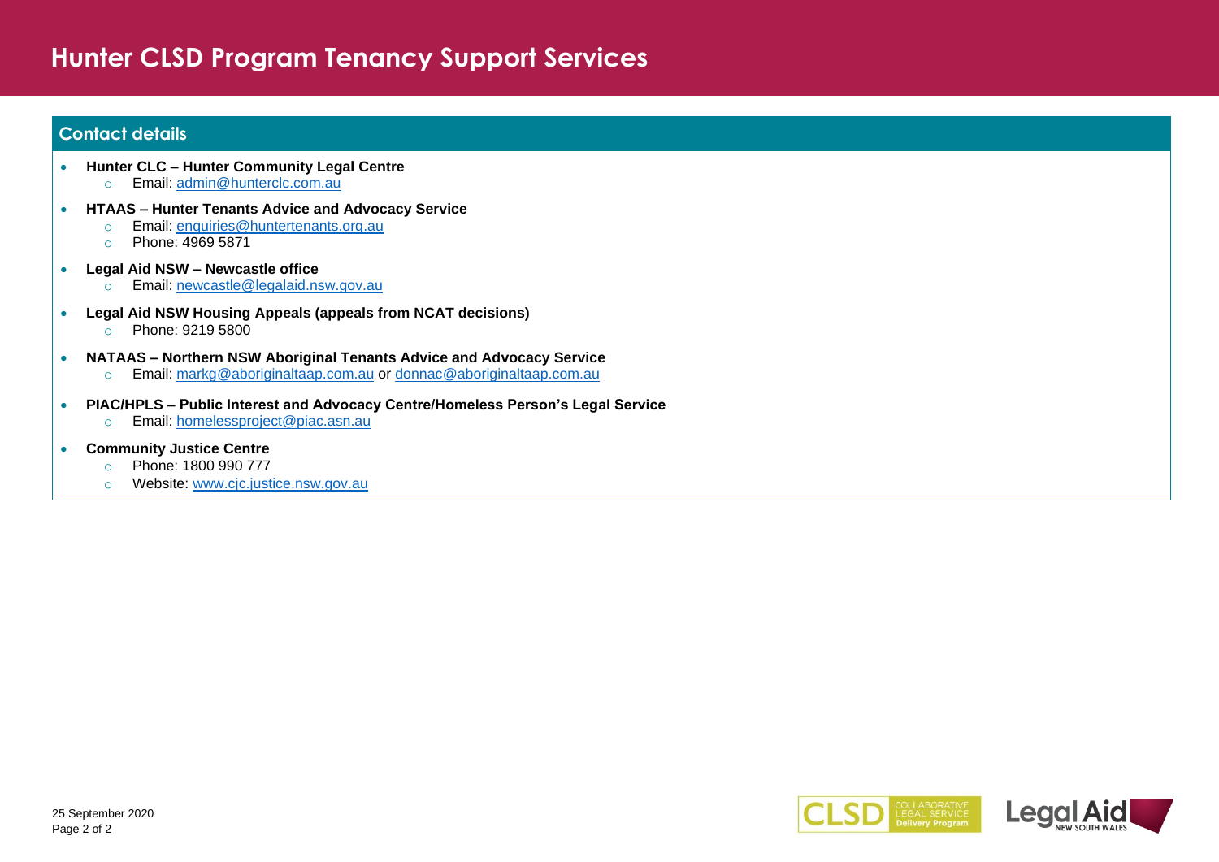# Hunter CLSD Program Tenancy Support Services

## Contact details

- **Hunter CLC – Hunter Community Legal Centre**
  - Email: admin@hunterclc.com.au
- **HTAAS – Hunter Tenants Advice and Advocacy Service**
  - Email: enquiries@huntertenants.org.au
  - Phone: 4969 5871
- **Legal Aid NSW – Newcastle office**
  - Email: newcastle@legalaid.nsw.gov.au
- **Legal Aid NSW Housing Appeals (appeals from NCAT decisions)**
  - Phone: 9219 5800
- **NATAAS – Northern NSW Aboriginal Tenants Advice and Advocacy Service**
  - Email: markg@aboriginaltaap.com.au or donnac@aboriginaltaap.com.au
- **PIAC/HPLS – Public Interest and Advocacy Centre/Homeless Person's Legal Service**
  - Email: homelessproject@piac.asn.au
- **Community Justice Centre**
  - Phone: 1800 990 777
  - Website: www.cjc.justice.nsw.gov.au

25 September 2020